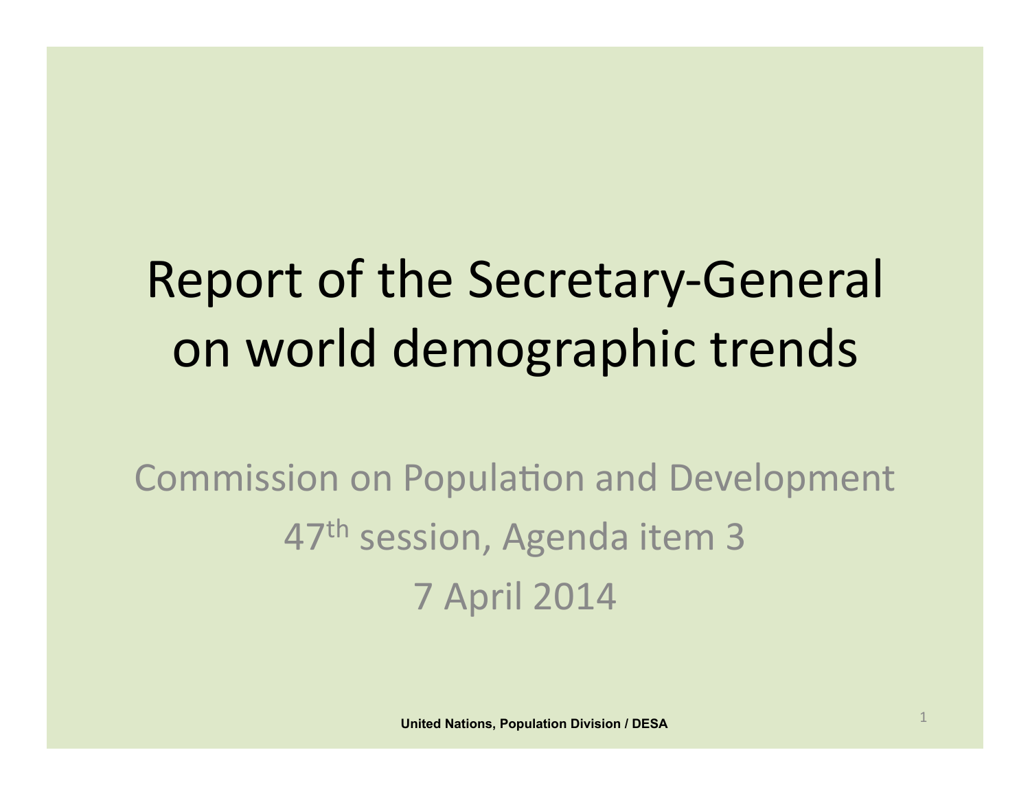# Report of the Secretary-General on world demographic trends

Commission on Population and Development

47th session, Agenda item 3

7 April 2014

**United Nations, Population Division / DESA**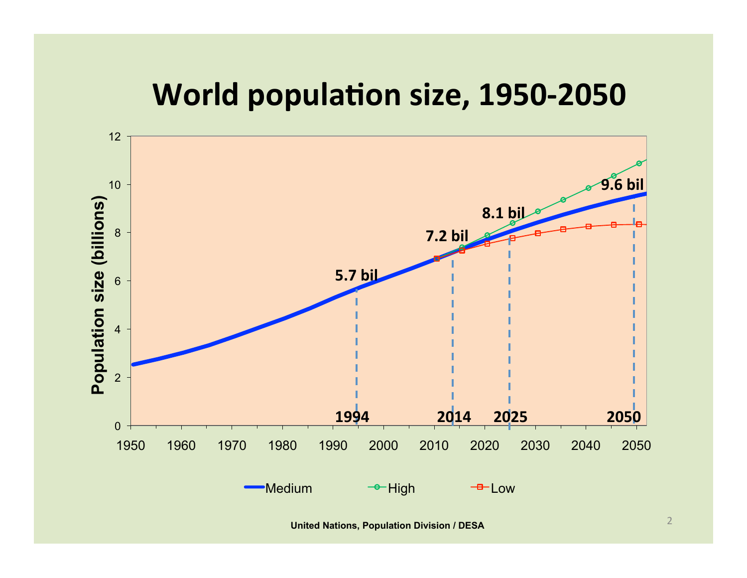# World population size, 1950-2050

United Nations, Population Division / DESA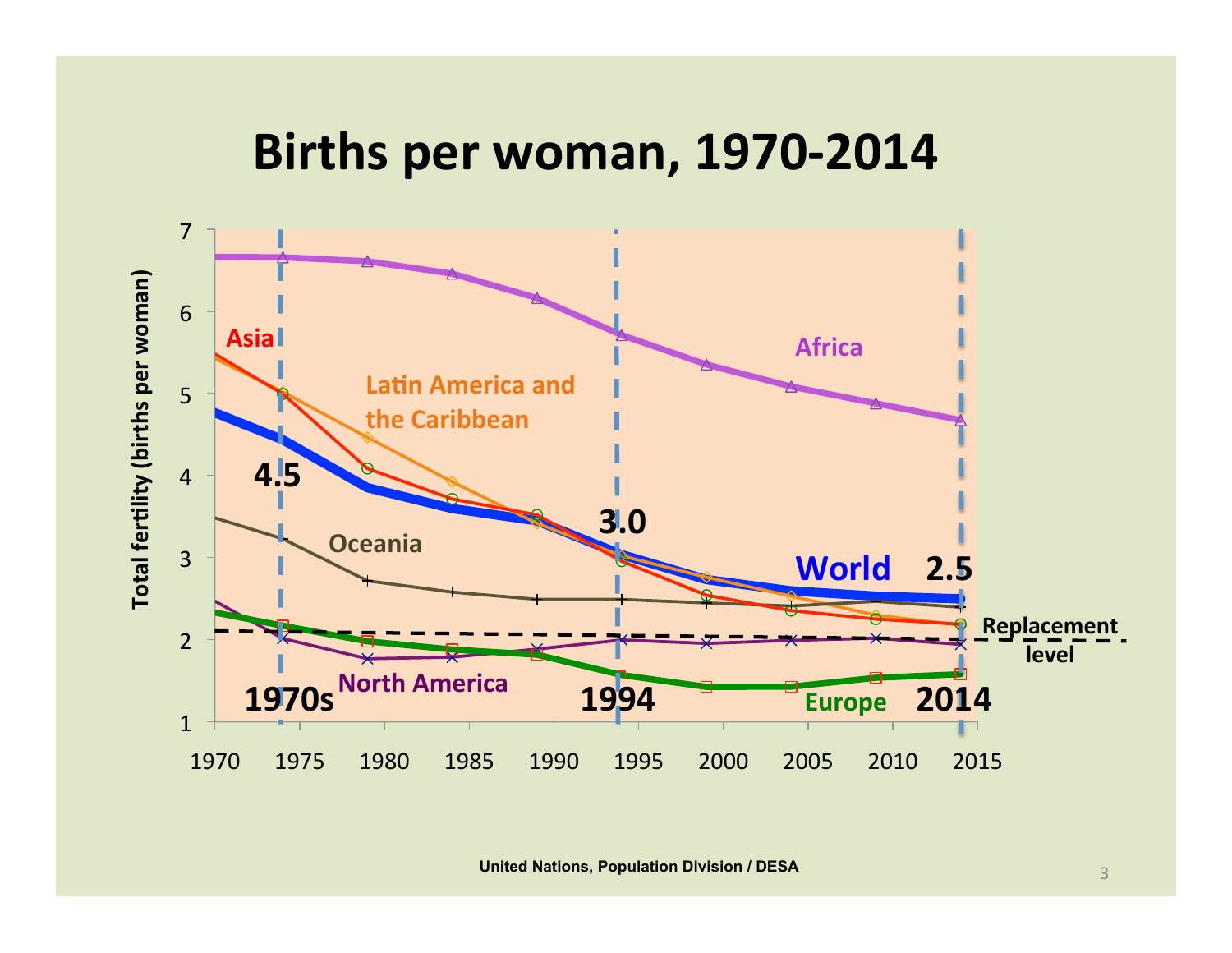# Births per woman, 1970-2014

Total fertility (births per woman)

Asia

Latin America and the Caribbean

Africa

Oceania

North America

Europe

World

4.5

3.0

2.5

1970s

1994

2014

Replacement level

1970 1975 1980 1985 1990 1995 2000 2005 2010 2015

United Nations, Population Division / DESA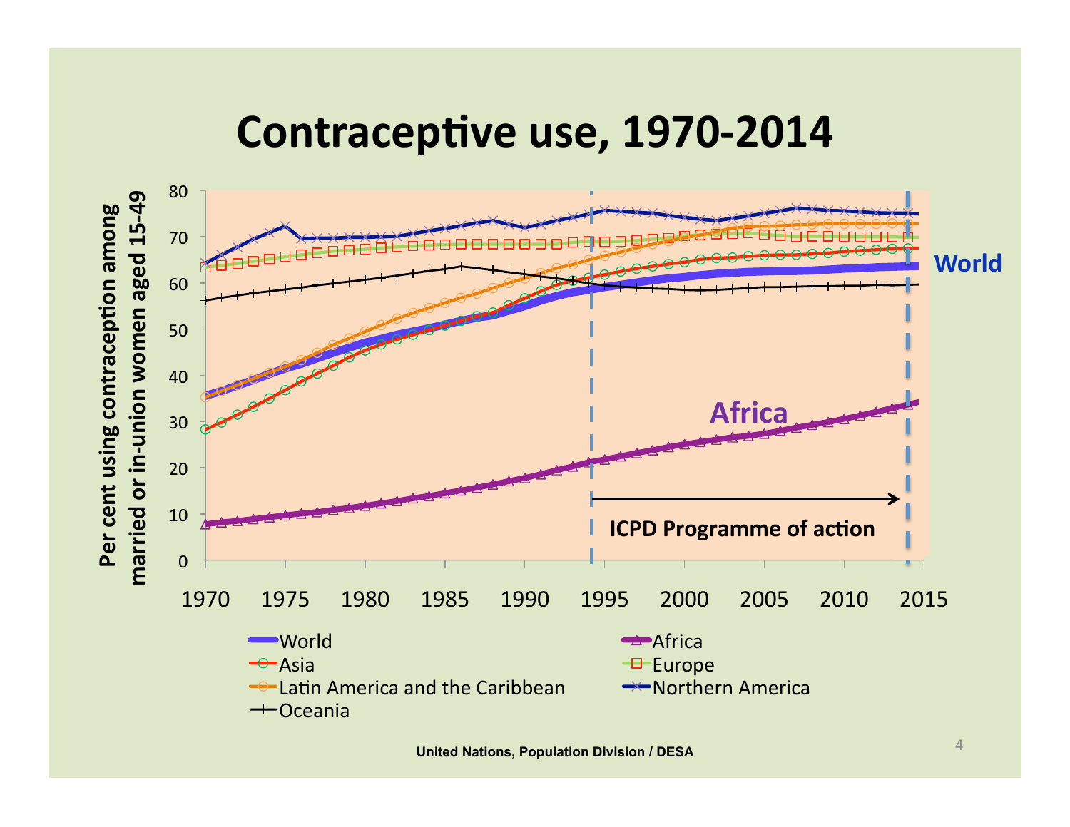# Contraceptive use, 1970-2014

United Nations, Population Division / DESA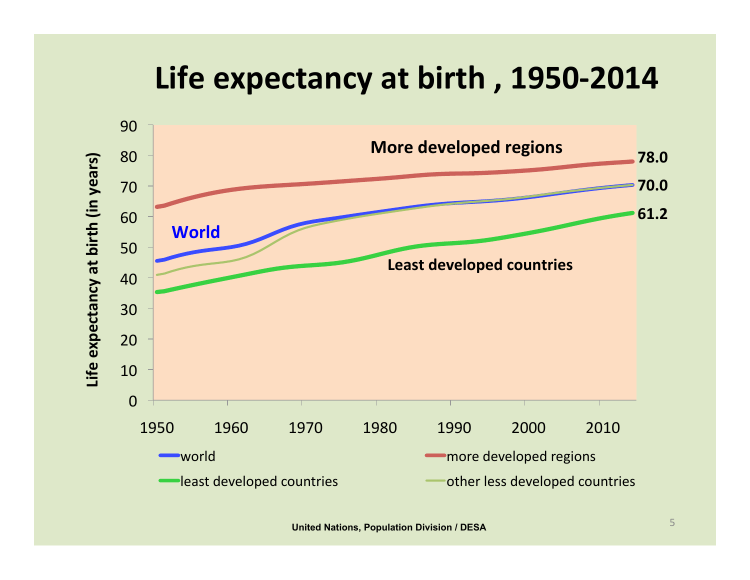# Life expectancy at birth , 1950-2014

United Nations, Population Division / DESA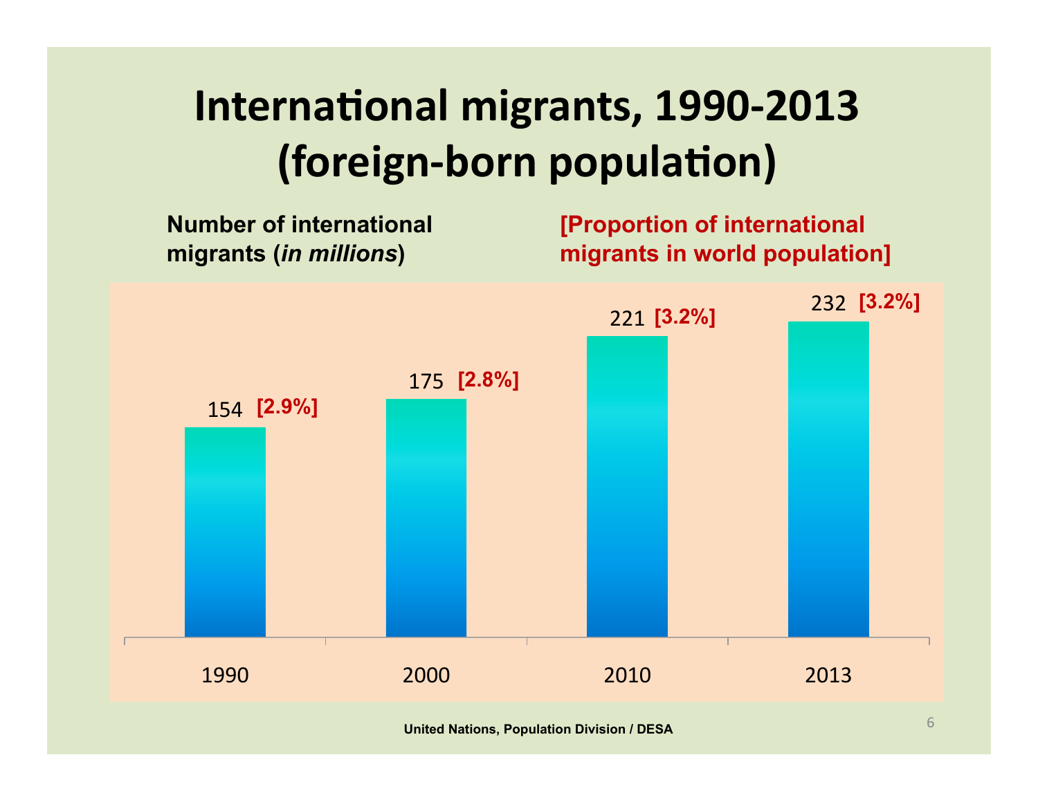# International migrants, 1990-2013 (foreign-born population)

**Number of international migrants (*in millions*)**

**[Proportion of international migrants in world population]**

| Year | Number of international migrants (in millions) | Proportion of international migrants in world population |
|---|---|---|
| 1990 | 154 | [2.9%] |
| 2000 | 175 | [2.8%] |
| 2010 | 221 | [3.2%] |
| 2013 | 232 | [3.2%] |

**United Nations, Population Division / DESA**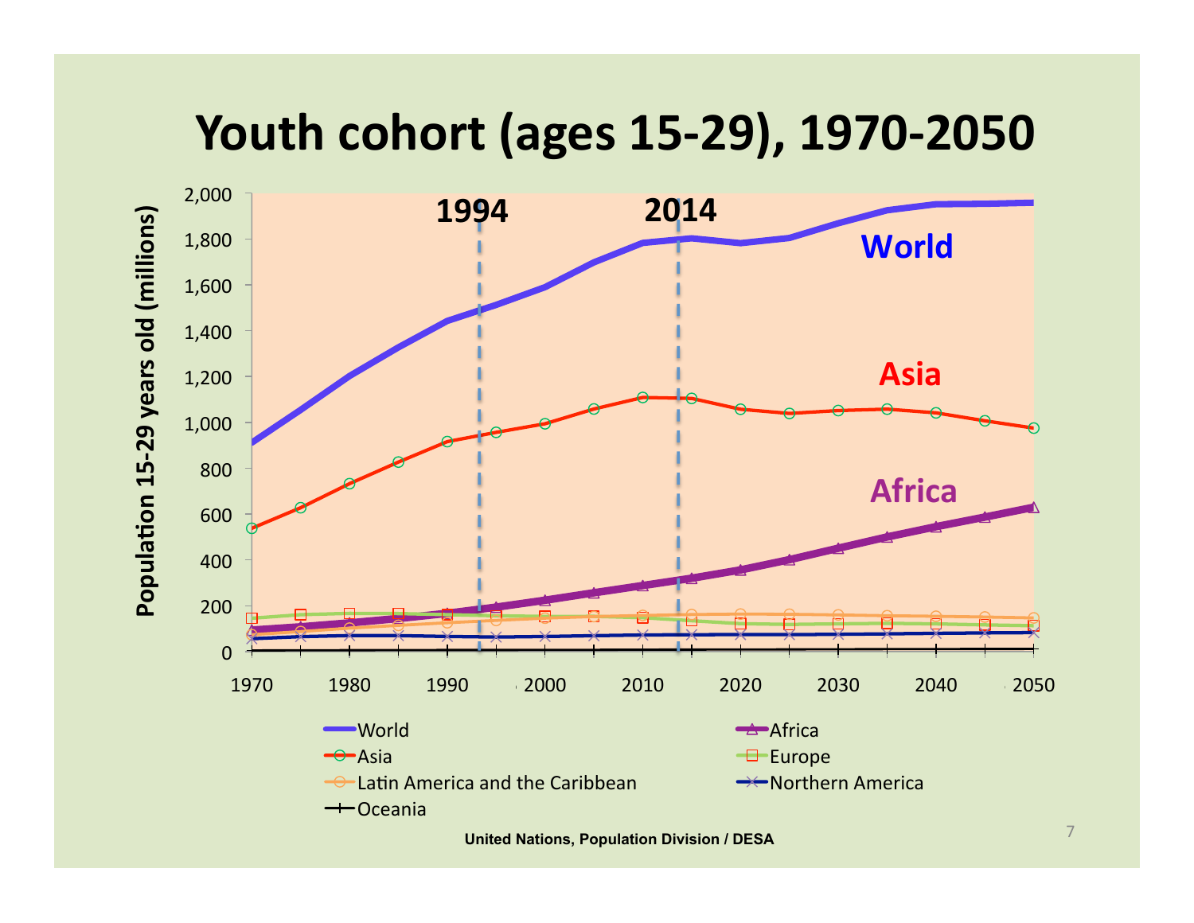# Youth cohort (ages 15-29), 1970-2050

United Nations, Population Division / DESA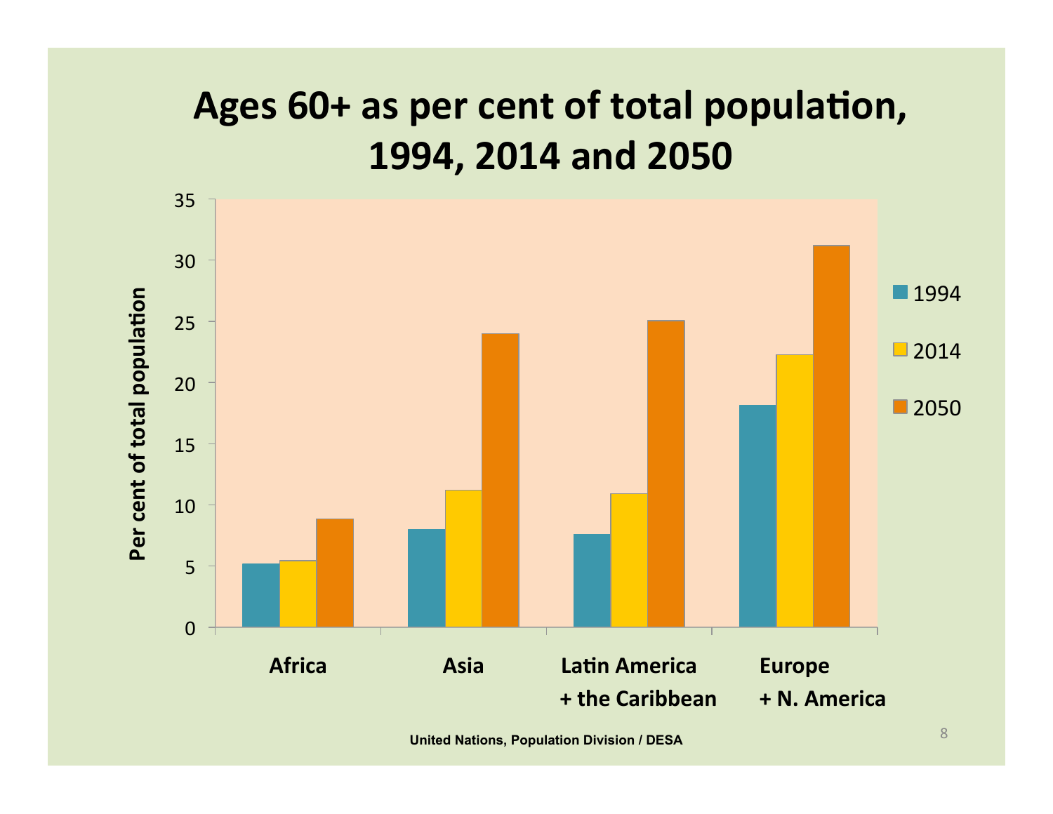# Ages 60+ as per cent of total population, 1994, 2014 and 2050

United Nations, Population Division / DESA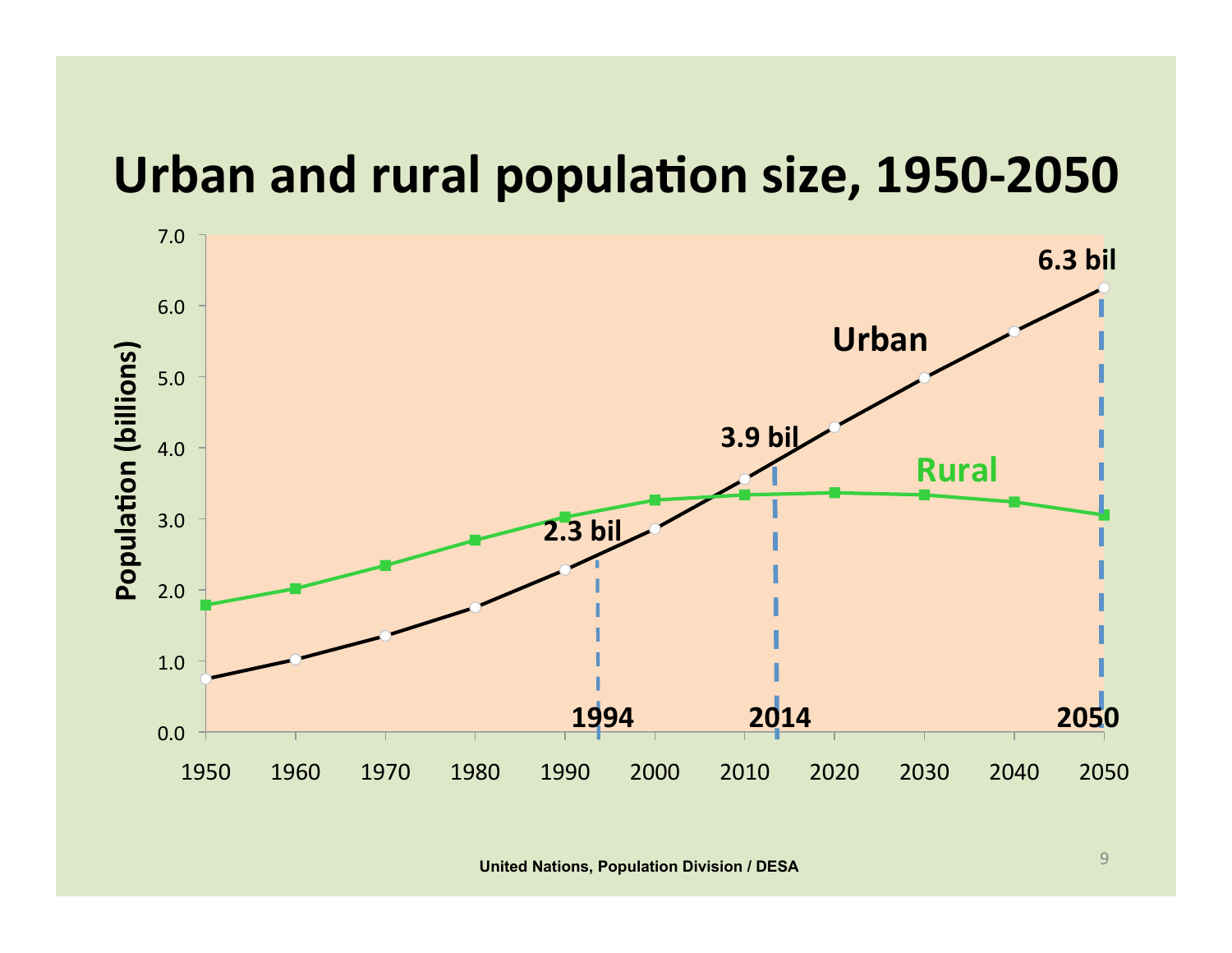# Urban and rural population size, 1950-2050

Population (billions)

7.0
6.0
5.0
4.0
3.0
2.0
1.0
0.0

1950 1960 1970 1980 1990 2000 2010 2020 2030 2040 2050

6.3 bil

Urban

3.9 bil

Rural

2.3 bil

1994

2014

2050

United Nations, Population Division / DESA